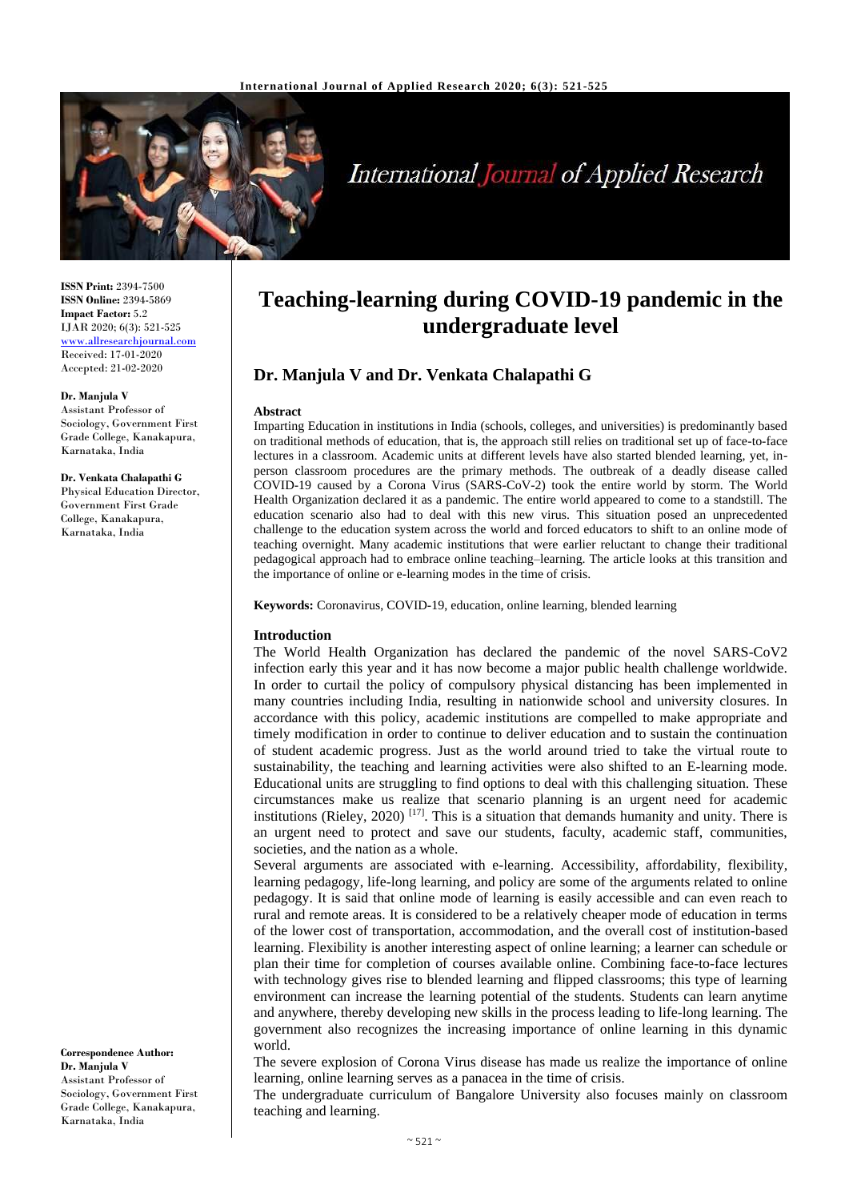# Teaching-learning during COVID-19 pandemic in the undergraduate level

**Dr. Manjula V and Dr. Venkata Chalapathi G**

**ISSN Print:** 2394-7500
**ISSN Online:** 2394-5869
**Impact Factor:** 5.2
IJAR 2020; 6(3): 521-525
www.allresearchjournal.com
Received: 17-01-2020
Accepted: 21-02-2020

**Dr. Manjula V**
Assistant Professor of Sociology, Government First Grade College, Kanakapura, Karnataka, India

**Dr. Venkata Chalapathi G**
Physical Education Director, Government First Grade College, Kanakapura, Karnataka, India

**Correspondence Author:**
**Dr. Manjula V**
Assistant Professor of Sociology, Government First Grade College, Kanakapura, Karnataka, India

## Abstract

Imparting Education in institutions in India (schools, colleges, and universities) is predominantly based on traditional methods of education, that is, the approach still relies on traditional set up of face-to-face lectures in a classroom. Academic units at different levels have also started blended learning, yet, in-person classroom procedures are the primary methods. The outbreak of a deadly disease called COVID-19 caused by a Corona Virus (SARS-CoV-2) took the entire world by storm. The World Health Organization declared it as a pandemic. The entire world appeared to come to a standstill. The education scenario also had to deal with this new virus. This situation posed an unprecedented challenge to the education system across the world and forced educators to shift to an online mode of teaching overnight. Many academic institutions that were earlier reluctant to change their traditional pedagogical approach had to embrace online teaching–learning. The article looks at this transition and the importance of online or e-learning modes in the time of crisis.

**Keywords:** Coronavirus, COVID-19, education, online learning, blended learning

## Introduction

The World Health Organization has declared the pandemic of the novel SARS-CoV2 infection early this year and it has now become a major public health challenge worldwide. In order to curtail the policy of compulsory physical distancing has been implemented in many countries including India, resulting in nationwide school and university closures. In accordance with this policy, academic institutions are compelled to make appropriate and timely modification in order to continue to deliver education and to sustain the continuation of student academic progress. Just as the world around tried to take the virtual route to sustainability, the teaching and learning activities were also shifted to an E-learning mode. Educational units are struggling to find options to deal with this challenging situation. These circumstances make us realize that scenario planning is an urgent need for academic institutions (Rieley, 2020) [17]. This is a situation that demands humanity and unity. There is an urgent need to protect and save our students, faculty, academic staff, communities, societies, and the nation as a whole.

Several arguments are associated with e-learning. Accessibility, affordability, flexibility, learning pedagogy, life-long learning, and policy are some of the arguments related to online pedagogy. It is said that online mode of learning is easily accessible and can even reach to rural and remote areas. It is considered to be a relatively cheaper mode of education in terms of the lower cost of transportation, accommodation, and the overall cost of institution-based learning. Flexibility is another interesting aspect of online learning; a learner can schedule or plan their time for completion of courses available online. Combining face-to-face lectures with technology gives rise to blended learning and flipped classrooms; this type of learning environment can increase the learning potential of the students. Students can learn anytime and anywhere, thereby developing new skills in the process leading to life-long learning. The government also recognizes the increasing importance of online learning in this dynamic world.

The severe explosion of Corona Virus disease has made us realize the importance of online learning, online learning serves as a panacea in the time of crisis.

The undergraduate curriculum of Bangalore University also focuses mainly on classroom teaching and learning.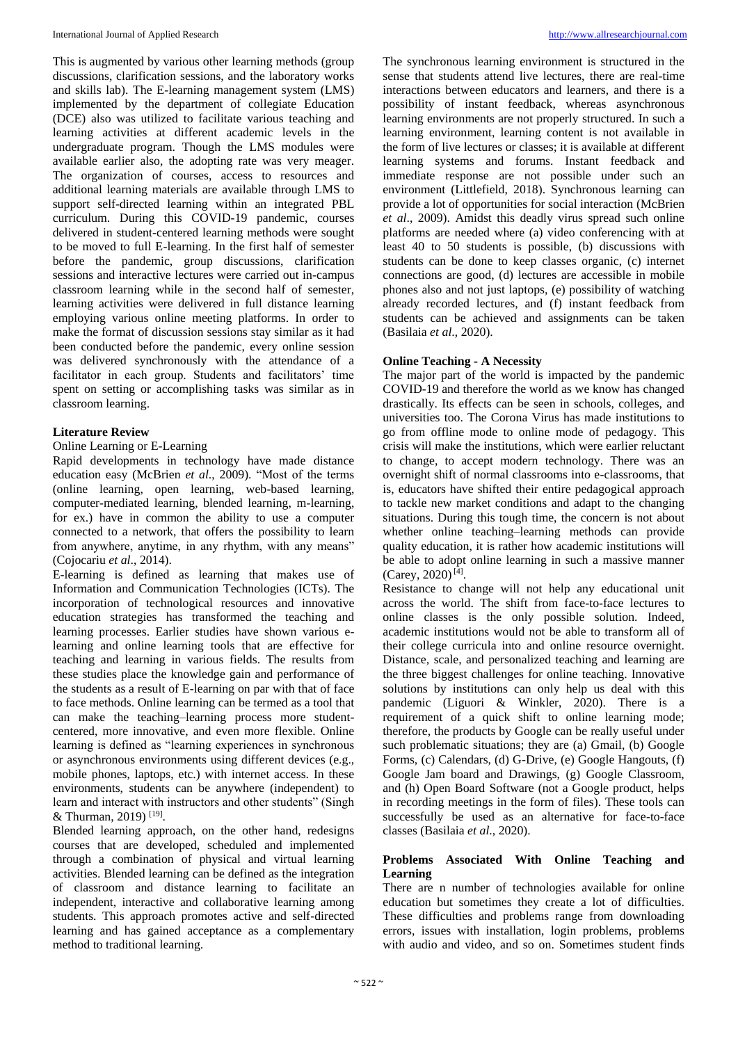This is augmented by various other learning methods (group discussions, clarification sessions, and the laboratory works and skills lab). The E-learning management system (LMS) implemented by the department of collegiate Education (DCE) also was utilized to facilitate various teaching and learning activities at different academic levels in the undergraduate program. Though the LMS modules were available earlier also, the adopting rate was very meager. The organization of courses, access to resources and additional learning materials are available through LMS to support self-directed learning within an integrated PBL curriculum. During this COVID-19 pandemic, courses delivered in student-centered learning methods were sought to be moved to full E-learning. In the first half of semester before the pandemic, group discussions, clarification sessions and interactive lectures were carried out in-campus classroom learning while in the second half of semester, learning activities were delivered in full distance learning employing various online meeting platforms. In order to make the format of discussion sessions stay similar as it had been conducted before the pandemic, every online session was delivered synchronously with the attendance of a facilitator in each group. Students and facilitators' time spent on setting or accomplishing tasks was similar as in classroom learning.

## Literature Review

Online Learning or E-Learning

Rapid developments in technology have made distance education easy (McBrien *et al*., 2009). "Most of the terms (online learning, open learning, web-based learning, computer-mediated learning, blended learning, m-learning, for ex.) have in common the ability to use a computer connected to a network, that offers the possibility to learn from anywhere, anytime, in any rhythm, with any means" (Cojocariu *et al*., 2014).

E-learning is defined as learning that makes use of Information and Communication Technologies (ICTs). The incorporation of technological resources and innovative education strategies has transformed the teaching and learning processes. Earlier studies have shown various e-learning and online learning tools that are effective for teaching and learning in various fields. The results from these studies place the knowledge gain and performance of the students as a result of E-learning on par with that of face to face methods. Online learning can be termed as a tool that can make the teaching–learning process more student-centered, more innovative, and even more flexible. Online learning is defined as "learning experiences in synchronous or asynchronous environments using different devices (e.g., mobile phones, laptops, etc.) with internet access. In these environments, students can be anywhere (independent) to learn and interact with instructors and other students" (Singh & Thurman, 2019) [19].

Blended learning approach, on the other hand, redesigns courses that are developed, scheduled and implemented through a combination of physical and virtual learning activities. Blended learning can be defined as the integration of classroom and distance learning to facilitate an independent, interactive and collaborative learning among students. This approach promotes active and self-directed learning and has gained acceptance as a complementary method to traditional learning.

The synchronous learning environment is structured in the sense that students attend live lectures, there are real-time interactions between educators and learners, and there is a possibility of instant feedback, whereas asynchronous learning environments are not properly structured. In such a learning environment, learning content is not available in the form of live lectures or classes; it is available at different learning systems and forums. Instant feedback and immediate response are not possible under such an environment (Littlefield, 2018). Synchronous learning can provide a lot of opportunities for social interaction (McBrien *et al*., 2009). Amidst this deadly virus spread such online platforms are needed where (a) video conferencing with at least 40 to 50 students is possible, (b) discussions with students can be done to keep classes organic, (c) internet connections are good, (d) lectures are accessible in mobile phones also and not just laptops, (e) possibility of watching already recorded lectures, and (f) instant feedback from students can be achieved and assignments can be taken (Basilaia *et al*., 2020).

## Online Teaching - A Necessity

The major part of the world is impacted by the pandemic COVID-19 and therefore the world as we know has changed drastically. Its effects can be seen in schools, colleges, and universities too. The Corona Virus has made institutions to go from offline mode to online mode of pedagogy. This crisis will make the institutions, which were earlier reluctant to change, to accept modern technology. There was an overnight shift of normal classrooms into e-classrooms, that is, educators have shifted their entire pedagogical approach to tackle new market conditions and adapt to the changing situations. During this tough time, the concern is not about whether online teaching–learning methods can provide quality education, it is rather how academic institutions will be able to adopt online learning in such a massive manner (Carey, 2020) [4].

Resistance to change will not help any educational unit across the world. The shift from face-to-face lectures to online classes is the only possible solution. Indeed, academic institutions would not be able to transform all of their college curricula into and online resource overnight. Distance, scale, and personalized teaching and learning are the three biggest challenges for online teaching. Innovative solutions by institutions can only help us deal with this pandemic (Liguori & Winkler, 2020). There is a requirement of a quick shift to online learning mode; therefore, the products by Google can be really useful under such problematic situations; they are (a) Gmail, (b) Google Forms, (c) Calendars, (d) G-Drive, (e) Google Hangouts, (f) Google Jam board and Drawings, (g) Google Classroom, and (h) Open Board Software (not a Google product, helps in recording meetings in the form of files). These tools can successfully be used as an alternative for face-to-face classes (Basilaia *et al*., 2020).

## Problems Associated With Online Teaching and Learning

There are n number of technologies available for online education but sometimes they create a lot of difficulties. These difficulties and problems range from downloading errors, issues with installation, login problems, problems with audio and video, and so on. Sometimes student finds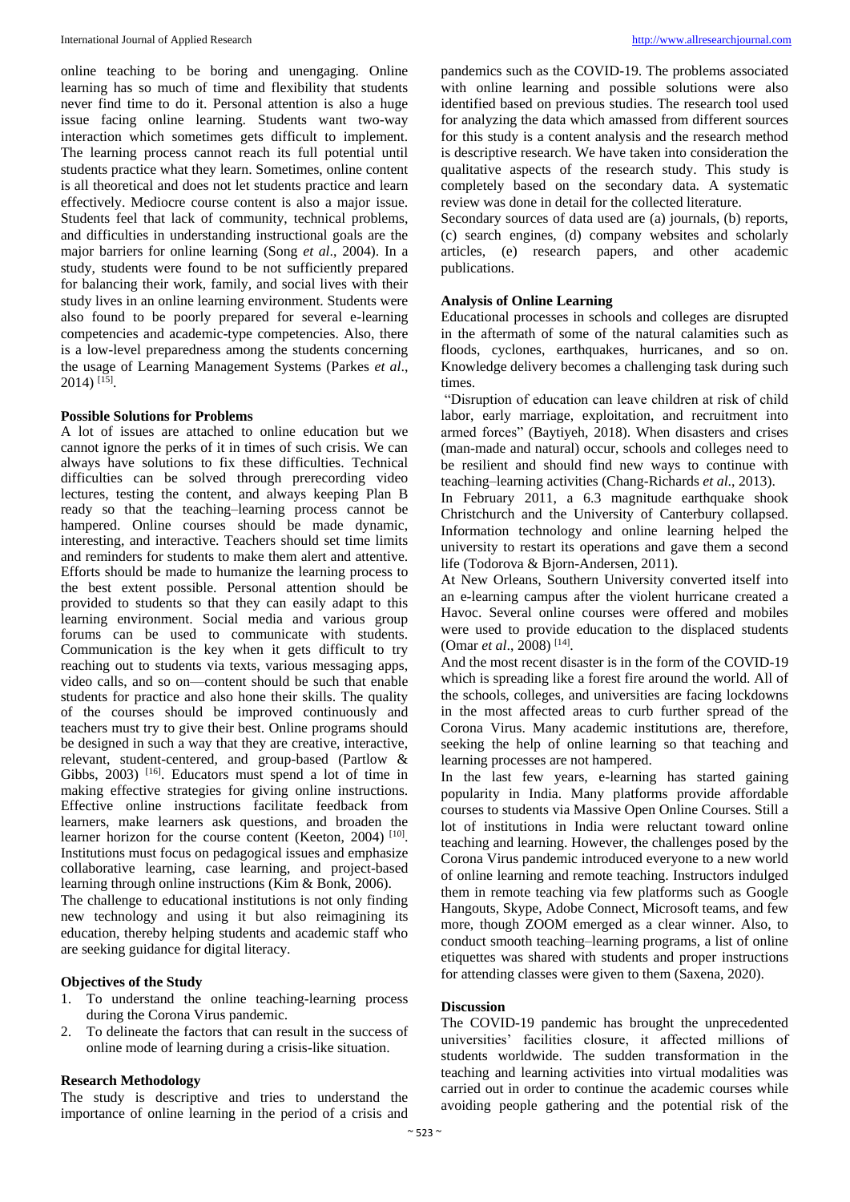online teaching to be boring and unengaging. Online learning has so much of time and flexibility that students never find time to do it. Personal attention is also a huge issue facing online learning. Students want two-way interaction which sometimes gets difficult to implement. The learning process cannot reach its full potential until students practice what they learn. Sometimes, online content is all theoretical and does not let students practice and learn effectively. Mediocre course content is also a major issue. Students feel that lack of community, technical problems, and difficulties in understanding instructional goals are the major barriers for online learning (Song *et al*., 2004). In a study, students were found to be not sufficiently prepared for balancing their work, family, and social lives with their study lives in an online learning environment. Students were also found to be poorly prepared for several e-learning competencies and academic-type competencies. Also, there is a low-level preparedness among the students concerning the usage of Learning Management Systems (Parkes *et al*., 2014) [15].

**Possible Solutions for Problems**

A lot of issues are attached to online education but we cannot ignore the perks of it in times of such crisis. We can always have solutions to fix these difficulties. Technical difficulties can be solved through prerecording video lectures, testing the content, and always keeping Plan B ready so that the teaching–learning process cannot be hampered. Online courses should be made dynamic, interesting, and interactive. Teachers should set time limits and reminders for students to make them alert and attentive. Efforts should be made to humanize the learning process to the best extent possible. Personal attention should be provided to students so that they can easily adapt to this learning environment. Social media and various group forums can be used to communicate with students. Communication is the key when it gets difficult to try reaching out to students via texts, various messaging apps, video calls, and so on—content should be such that enable students for practice and also hone their skills. The quality of the courses should be improved continuously and teachers must try to give their best. Online programs should be designed in such a way that they are creative, interactive, relevant, student-centered, and group-based (Partlow & Gibbs, 2003) [16]. Educators must spend a lot of time in making effective strategies for giving online instructions. Effective online instructions facilitate feedback from learners, make learners ask questions, and broaden the learner horizon for the course content (Keeton, 2004) [10]. Institutions must focus on pedagogical issues and emphasize collaborative learning, case learning, and project-based learning through online instructions (Kim & Bonk, 2006).

The challenge to educational institutions is not only finding new technology and using it but also reimagining its education, thereby helping students and academic staff who are seeking guidance for digital literacy.

**Objectives of the Study**

1. To understand the online teaching-learning process during the Corona Virus pandemic.
2. To delineate the factors that can result in the success of online mode of learning during a crisis-like situation.

**Research Methodology**

The study is descriptive and tries to understand the importance of online learning in the period of a crisis and pandemics such as the COVID-19. The problems associated with online learning and possible solutions were also identified based on previous studies. The research tool used for analyzing the data which amassed from different sources for this study is a content analysis and the research method is descriptive research. We have taken into consideration the qualitative aspects of the research study. This study is completely based on the secondary data. A systematic review was done in detail for the collected literature.

Secondary sources of data used are (a) journals, (b) reports, (c) search engines, (d) company websites and scholarly articles, (e) research papers, and other academic publications.

**Analysis of Online Learning**

Educational processes in schools and colleges are disrupted in the aftermath of some of the natural calamities such as floods, cyclones, earthquakes, hurricanes, and so on. Knowledge delivery becomes a challenging task during such times.

"Disruption of education can leave children at risk of child labor, early marriage, exploitation, and recruitment into armed forces" (Baytiyeh, 2018). When disasters and crises (man-made and natural) occur, schools and colleges need to be resilient and should find new ways to continue with teaching–learning activities (Chang-Richards *et al*., 2013).

In February 2011, a 6.3 magnitude earthquake shook Christchurch and the University of Canterbury collapsed. Information technology and online learning helped the university to restart its operations and gave them a second life (Todorova & Bjorn-Andersen, 2011).

At New Orleans, Southern University converted itself into an e-learning campus after the violent hurricane created a Havoc. Several online courses were offered and mobiles were used to provide education to the displaced students (Omar *et al*., 2008) [14].

And the most recent disaster is in the form of the COVID-19 which is spreading like a forest fire around the world. All of the schools, colleges, and universities are facing lockdowns in the most affected areas to curb further spread of the Corona Virus. Many academic institutions are, therefore, seeking the help of online learning so that teaching and learning processes are not hampered.

In the last few years, e-learning has started gaining popularity in India. Many platforms provide affordable courses to students via Massive Open Online Courses. Still a lot of institutions in India were reluctant toward online teaching and learning. However, the challenges posed by the Corona Virus pandemic introduced everyone to a new world of online learning and remote teaching. Instructors indulged them in remote teaching via few platforms such as Google Hangouts, Skype, Adobe Connect, Microsoft teams, and few more, though ZOOM emerged as a clear winner. Also, to conduct smooth teaching–learning programs, a list of online etiquettes was shared with students and proper instructions for attending classes were given to them (Saxena, 2020).

**Discussion**

The COVID-19 pandemic has brought the unprecedented universities' facilities closure, it affected millions of students worldwide. The sudden transformation in the teaching and learning activities into virtual modalities was carried out in order to continue the academic courses while avoiding people gathering and the potential risk of the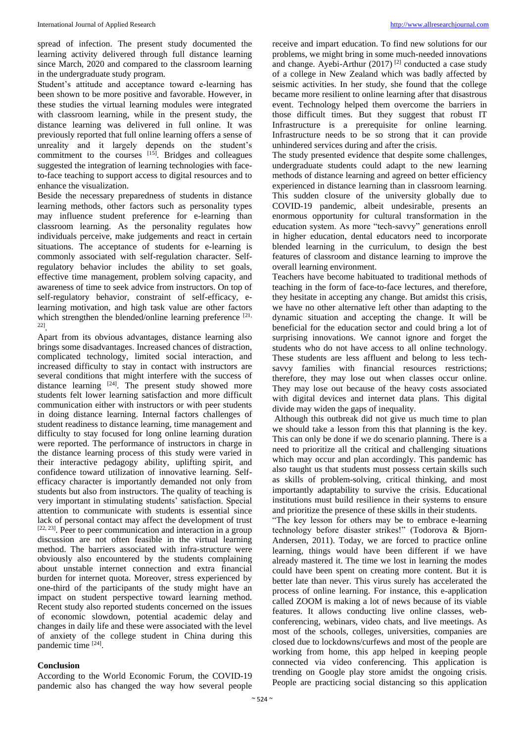spread of infection. The present study documented the learning activity delivered through full distance learning since March, 2020 and compared to the classroom learning in the undergraduate study program.

Student's attitude and acceptance toward e-learning has been shown to be more positive and favorable. However, in these studies the virtual learning modules were integrated with classroom learning, while in the present study, the distance learning was delivered in full online. It was previously reported that full online learning offers a sense of unreality and it largely depends on the student's commitment to the courses [15]. Bridges and colleagues suggested the integration of learning technologies with face-to-face teaching to support access to digital resources and to enhance the visualization.

Beside the necessary preparedness of students in distance learning methods, other factors such as personality types may influence student preference for e-learning than classroom learning. As the personality regulates how individuals perceive, make judgements and react in certain situations. The acceptance of students for e-learning is commonly associated with self-regulation character. Self-regulatory behavior includes the ability to set goals, effective time management, problem solving capacity, and awareness of time to seek advice from instructors. On top of self-regulatory behavior, constraint of self-efficacy, e-learning motivation, and high task value are other factors which strengthen the blended/online learning preference [21, 22].

Apart from its obvious advantages, distance learning also brings some disadvantages. Increased chances of distraction, complicated technology, limited social interaction, and increased difficulty to stay in contact with instructors are several conditions that might interfere with the success of distance learning [24]. The present study showed more students felt lower learning satisfaction and more difficult communication either with instructors or with peer students in doing distance learning. Internal factors challenges of student readiness to distance learning, time management and difficulty to stay focused for long online learning duration were reported. The performance of instructors in charge in the distance learning process of this study were varied in their interactive pedagogy ability, uplifting spirit, and confidence toward utilization of innovative learning. Self-efficacy character is importantly demanded not only from students but also from instructors. The quality of teaching is very important in stimulating students' satisfaction. Special attention to communicate with students is essential since lack of personal contact may affect the development of trust [22, 23]. Peer to peer communication and interaction in a group discussion are not often feasible in the virtual learning method. The barriers associated with infra-structure were obviously also encountered by the students complaining about unstable internet connection and extra financial burden for internet quota. Moreover, stress experienced by one-third of the participants of the study might have an impact on student perspective toward learning method. Recent study also reported students concerned on the issues of economic slowdown, potential academic delay and changes in daily life and these were associated with the level of anxiety of the college student in China during this pandemic time [24].

## Conclusion

According to the World Economic Forum, the COVID-19 pandemic also has changed the way how several people receive and impart education. To find new solutions for our problems, we might bring in some much-needed innovations and change. Ayebi-Arthur (2017) [2] conducted a case study of a college in New Zealand which was badly affected by seismic activities. In her study, she found that the college became more resilient to online learning after that disastrous event. Technology helped them overcome the barriers in those difficult times. But they suggest that robust IT Infrastructure is a prerequisite for online learning. Infrastructure needs to be so strong that it can provide unhindered services during and after the crisis.

The study presented evidence that despite some challenges, undergraduate students could adapt to the new learning methods of distance learning and agreed on better efficiency experienced in distance learning than in classroom learning. This sudden closure of the university globally due to COVID-19 pandemic, albeit undesirable, presents an enormous opportunity for cultural transformation in the education system. As more "tech-savvy" generations enroll in higher education, dental educators need to incorporate blended learning in the curriculum, to design the best features of classroom and distance learning to improve the overall learning environment.

Teachers have become habituated to traditional methods of teaching in the form of face-to-face lectures, and therefore, they hesitate in accepting any change. But amidst this crisis, we have no other alternative left other than adapting to the dynamic situation and accepting the change. It will be beneficial for the education sector and could bring a lot of surprising innovations. We cannot ignore and forget the students who do not have access to all online technology. These students are less affluent and belong to less tech-savvy families with financial resources restrictions; therefore, they may lose out when classes occur online. They may lose out because of the heavy costs associated with digital devices and internet data plans. This digital divide may widen the gaps of inequality.

Although this outbreak did not give us much time to plan we should take a lesson from this that planning is the key. This can only be done if we do scenario planning. There is a need to prioritize all the critical and challenging situations which may occur and plan accordingly. This pandemic has also taught us that students must possess certain skills such as skills of problem-solving, critical thinking, and most importantly adaptability to survive the crisis. Educational institutions must build resilience in their systems to ensure and prioritize the presence of these skills in their students.

"The key lesson for others may be to embrace e-learning technology before disaster strikes!" (Todorova & Bjorn-Andersen, 2011). Today, we are forced to practice online learning, things would have been different if we have already mastered it. The time we lost in learning the modes could have been spent on creating more content. But it is better late than never. This virus surely has accelerated the process of online learning. For instance, this e-application called ZOOM is making a lot of news because of its viable features. It allows conducting live online classes, web-conferencing, webinars, video chats, and live meetings. As most of the schools, colleges, universities, companies are closed due to lockdowns/curfews and most of the people are working from home, this app helped in keeping people connected via video conferencing. This application is trending on Google play store amidst the ongoing crisis. People are practicing social distancing so this application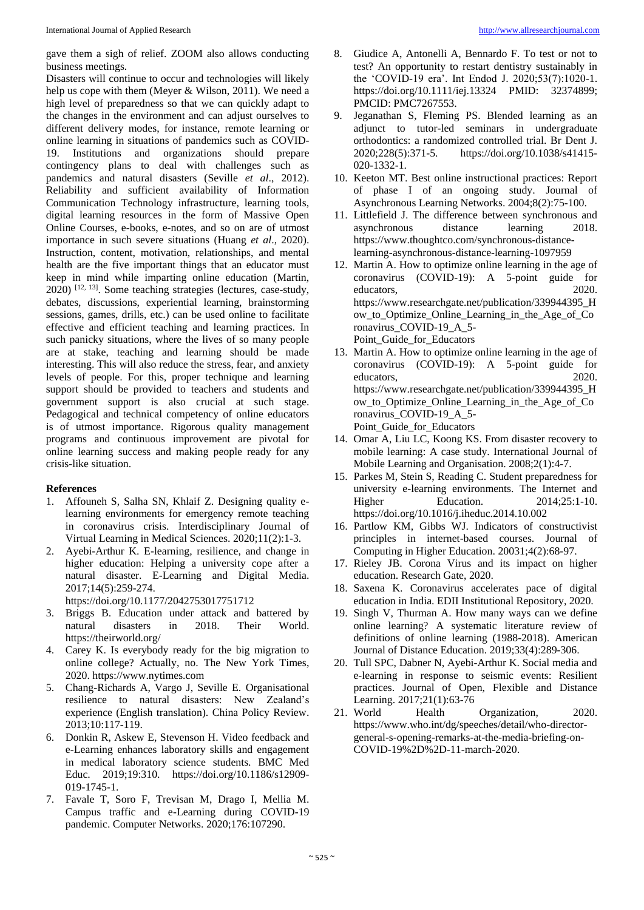gave them a sigh of relief. ZOOM also allows conducting business meetings.

Disasters will continue to occur and technologies will likely help us cope with them (Meyer & Wilson, 2011). We need a high level of preparedness so that we can quickly adapt to the changes in the environment and can adjust ourselves to different delivery modes, for instance, remote learning or online learning in situations of pandemics such as COVID-19. Institutions and organizations should prepare contingency plans to deal with challenges such as pandemics and natural disasters (Seville *et al*., 2012). Reliability and sufficient availability of Information Communication Technology infrastructure, learning tools, digital learning resources in the form of Massive Open Online Courses, e-books, e-notes, and so on are of utmost importance in such severe situations (Huang *et al*., 2020). Instruction, content, motivation, relationships, and mental health are the five important things that an educator must keep in mind while imparting online education (Martin, 2020) [12, 13]. Some teaching strategies (lectures, case-study, debates, discussions, experiential learning, brainstorming sessions, games, drills, etc.) can be used online to facilitate effective and efficient teaching and learning practices. In such panicky situations, where the lives of so many people are at stake, teaching and learning should be made interesting. This will also reduce the stress, fear, and anxiety levels of people. For this, proper technique and learning support should be provided to teachers and students and government support is also crucial at such stage. Pedagogical and technical competency of online educators is of utmost importance. Rigorous quality management programs and continuous improvement are pivotal for online learning success and making people ready for any crisis-like situation.

**References**

1. Affouneh S, Salha SN, Khlaif Z. Designing quality e-learning environments for emergency remote teaching in coronavirus crisis. Interdisciplinary Journal of Virtual Learning in Medical Sciences. 2020;11(2):1-3.
2. Ayebi-Arthur K. E-learning, resilience, and change in higher education: Helping a university cope after a natural disaster. E-Learning and Digital Media. 2017;14(5):259-274. https://doi.org/10.1177/2042753017751712
3. Briggs B. Education under attack and battered by natural disasters in 2018. Their World. https://theirworld.org/
4. Carey K. Is everybody ready for the big migration to online college? Actually, no. The New York Times, 2020. https://www.nytimes.com
5. Chang-Richards A, Vargo J, Seville E. Organisational resilience to natural disasters: New Zealand's experience (English translation). China Policy Review. 2013;10:117-119.
6. Donkin R, Askew E, Stevenson H. Video feedback and e-Learning enhances laboratory skills and engagement in medical laboratory science students. BMC Med Educ. 2019;19:310. https://doi.org/10.1186/s12909-019-1745-1.
7. Favale T, Soro F, Trevisan M, Drago I, Mellia M. Campus traffic and e-Learning during COVID-19 pandemic. Computer Networks. 2020;176:107290.
8. Giudice A, Antonelli A, Bennardo F. To test or not to test? An opportunity to restart dentistry sustainably in the 'COVID-19 era'. Int Endod J. 2020;53(7):1020-1. https://doi.org/10.1111/iej.13324 PMID: 32374899; PMCID: PMC7267553.
9. Jeganathan S, Fleming PS. Blended learning as an adjunct to tutor-led seminars in undergraduate orthodontics: a randomized controlled trial. Br Dent J. 2020;228(5):371-5. https://doi.org/10.1038/s41415-020-1332-1.
10. Keeton MT. Best online instructional practices: Report of phase I of an ongoing study. Journal of Asynchronous Learning Networks. 2004;8(2):75-100.
11. Littlefield J. The difference between synchronous and asynchronous distance learning 2018. https://www.thoughtco.com/synchronous-distance-learning-asynchronous-distance-learning-1097959
12. Martin A. How to optimize online learning in the age of coronavirus (COVID-19): A 5-point guide for educators, 2020. https://www.researchgate.net/publication/339944395_How_to_Optimize_Online_Learning_in_the_Age_of_Coronavirus_COVID-19_A_5-Point_Guide_for_Educators
13. Martin A. How to optimize online learning in the age of coronavirus (COVID-19): A 5-point guide for educators, 2020. https://www.researchgate.net/publication/339944395_How_to_Optimize_Online_Learning_in_the_Age_of_Coronavirus_COVID-19_A_5-Point_Guide_for_Educators
14. Omar A, Liu LC, Koong KS. From disaster recovery to mobile learning: A case study. International Journal of Mobile Learning and Organisation. 2008;2(1):4-7.
15. Parkes M, Stein S, Reading C. Student preparedness for university e-learning environments. The Internet and Higher Education. 2014;25:1-10. https://doi.org/10.1016/j.iheduc.2014.10.002
16. Partlow KM, Gibbs WJ. Indicators of constructivist principles in internet-based courses. Journal of Computing in Higher Education. 20031;4(2):68-97.
17. Rieley JB. Corona Virus and its impact on higher education. Research Gate, 2020.
18. Saxena K. Coronavirus accelerates pace of digital education in India. EDII Institutional Repository, 2020.
19. Singh V, Thurman A. How many ways can we define online learning? A systematic literature review of definitions of online learning (1988-2018). American Journal of Distance Education. 2019;33(4):289-306.
20. Tull SPC, Dabner N, Ayebi-Arthur K. Social media and e-learning in response to seismic events: Resilient practices. Journal of Open, Flexible and Distance Learning. 2017;21(1):63-76
21. World Health Organization, 2020. https://www.who.int/dg/speeches/detail/who-director-general-s-opening-remarks-at-the-media-briefing-on-COVID-19%2D%2D-11-march-2020.